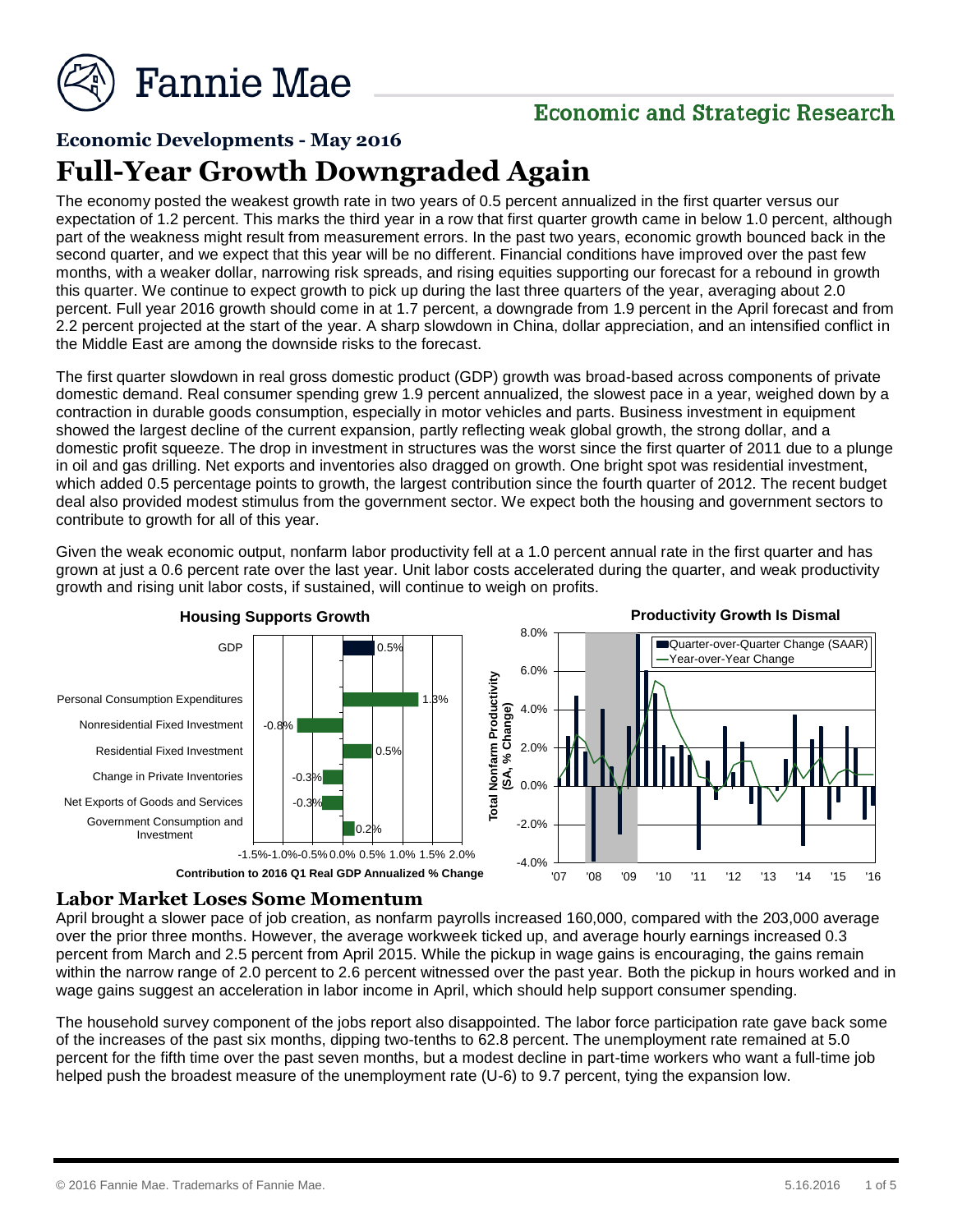# Economic Developments - May 2016

# Full-Year Growth Downgraded Again

The economy posted the weakest growth rate in two years of 0.5 percent annualized in the first quarter versus our expectation of 1.2 percent. This marks the third year in a row that first quarter growth came in below 1.0 percent, although part of the weakness might result from measurement errors. In the past two years, economic growth bounced back in the second quarter, and we expect that this year will be no different. Financial conditions have improved over the past few months, with a weaker dollar, narrowing risk spreads, and rising equities supporting our forecast for a rebound in growth this quarter. We continue to expect growth to pick up during the last three quarters of the year, averaging about 2.0 percent. Full year 2016 growth should come in at 1.7 percent, a downgrade from 1.9 percent in the April forecast and from 2.2 percent projected at the start of the year. A sharp slowdown in China, dollar appreciation, and an intensified conflict in the Middle East are among the downside risks to the forecast.

The first quarter slowdown in real gross domestic product (GDP) growth was broad-based across components of private domestic demand. Real consumer spending grew 1.9 percent annualized, the slowest pace in a year, weighed down by a contraction in durable goods consumption, especially in motor vehicles and parts. Business investment in equipment showed the largest decline of the current expansion, partly reflecting weak global growth, the strong dollar, and a domestic profit squeeze. The drop in investment in structures was the worst since the first quarter of 2011 due to a plunge in oil and gas drilling. Net exports and inventories also dragged on growth. One bright spot was residential investment, which added 0.5 percentage points to growth, the largest contribution since the fourth quarter of 2012. The recent budget deal also provided modest stimulus from the government sector. We expect both the housing and government sectors to contribute to growth for all of this year.

Given the weak economic output, nonfarm labor productivity fell at a 1.0 percent annual rate in the first quarter and has grown at just a 0.6 percent rate over the last year. Unit labor costs accelerated during the quarter, and weak productivity growth and rising unit labor costs, if sustained, will continue to weigh on profits.

**Housing Supports Growth**

| Component | Contribution to 2016 Q1 Real GDP Annualized % Change |
| --- | --- |
| GDP | 0.5% |
| Personal Consumption Expenditures | 1.3% |
| Nonresidential Fixed Investment | -0.8% |
| Residential Fixed Investment | 0.5% |
| Change in Private Inventories | -0.3% |
| Net Exports of Goods and Services | -0.3% |
| Government Consumption and Investment | 0.2% |

**Productivity Growth Is Dismal**

Total Nonfarm Productivity (SA, % Change); Quarter-over-Quarter Change (SAAR) and Year-over-Year Change, '07–'16

## Labor Market Loses Some Momentum

April brought a slower pace of job creation, as nonfarm payrolls increased 160,000, compared with the 203,000 average over the prior three months. However, the average workweek ticked up, and average hourly earnings increased 0.3 percent from March and 2.5 percent from April 2015. While the pickup in wage gains is encouraging, the gains remain within the narrow range of 2.0 percent to 2.6 percent witnessed over the past year. Both the pickup in hours worked and in wage gains suggest an acceleration in labor income in April, which should help support consumer spending.

The household survey component of the jobs report also disappointed. The labor force participation rate gave back some of the increases of the past six months, dipping two-tenths to 62.8 percent. The unemployment rate remained at 5.0 percent for the fifth time over the past seven months, but a modest decline in part-time workers who want a full-time job helped push the broadest measure of the unemployment rate (U-6) to 9.7 percent, tying the expansion low.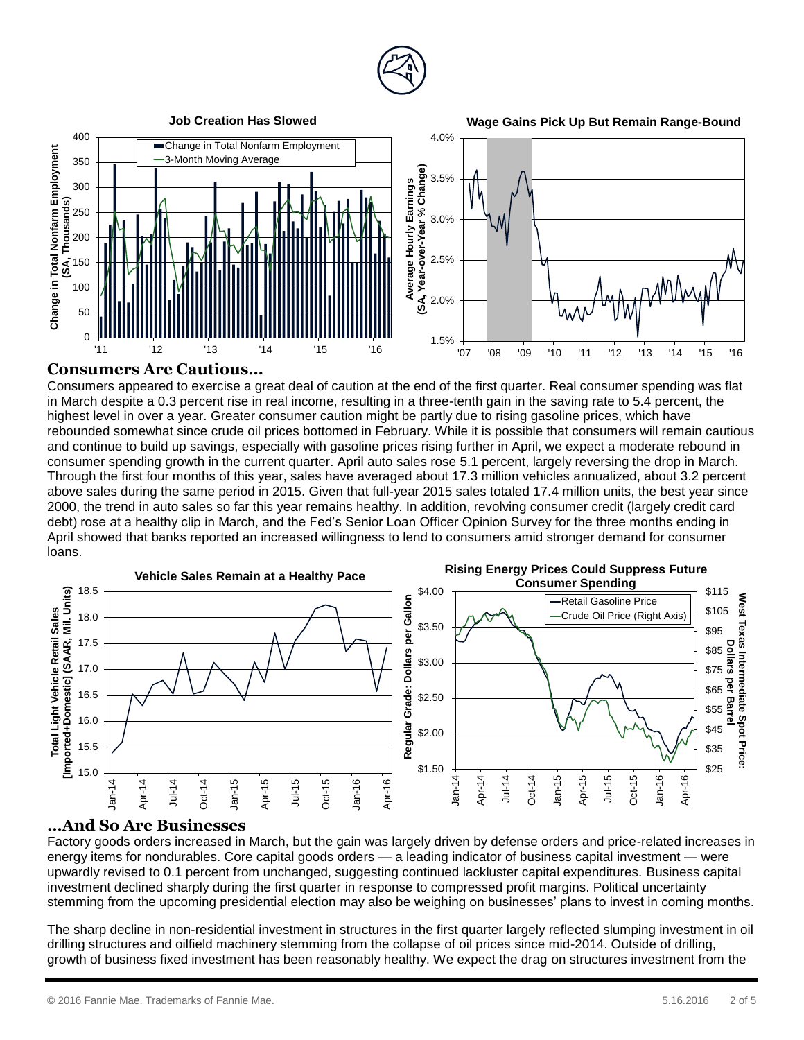**Job Creation Has Slowed**

**Wage Gains Pick Up But Remain Range-Bound**

## Consumers Are Cautious…

Consumers appeared to exercise a great deal of caution at the end of the first quarter. Real consumer spending was flat in March despite a 0.3 percent rise in real income, resulting in a three-tenth gain in the saving rate to 5.4 percent, the highest level in over a year. Greater consumer caution might be partly due to rising gasoline prices, which have rebounded somewhat since crude oil prices bottomed in February. While it is possible that consumers will remain cautious and continue to build up savings, especially with gasoline prices rising further in April, we expect a moderate rebound in consumer spending growth in the current quarter. April auto sales rose 5.1 percent, largely reversing the drop in March. Through the first four months of this year, sales have averaged about 17.3 million vehicles annualized, about 3.2 percent above sales during the same period in 2015. Given that full-year 2015 sales totaled 17.4 million units, the best year since 2000, the trend in auto sales so far this year remains healthy. In addition, revolving consumer credit (largely credit card debt) rose at a healthy clip in March, and the Fed's Senior Loan Officer Opinion Survey for the three months ending in April showed that banks reported an increased willingness to lend to consumers amid stronger demand for consumer loans.

**Vehicle Sales Remain at a Healthy Pace**

**Rising Energy Prices Could Suppress Future Consumer Spending**

## …And So Are Businesses

Factory goods orders increased in March, but the gain was largely driven by defense orders and price-related increases in energy items for nondurables. Core capital goods orders — a leading indicator of business capital investment — were upwardly revised to 0.1 percent from unchanged, suggesting continued lackluster capital expenditures. Business capital investment declined sharply during the first quarter in response to compressed profit margins. Political uncertainty stemming from the upcoming presidential election may also be weighing on businesses' plans to invest in coming months.

The sharp decline in non-residential investment in structures in the first quarter largely reflected slumping investment in oil drilling structures and oilfield machinery stemming from the collapse of oil prices since mid-2014. Outside of drilling, growth of business fixed investment has been reasonably healthy. We expect the drag on structures investment from the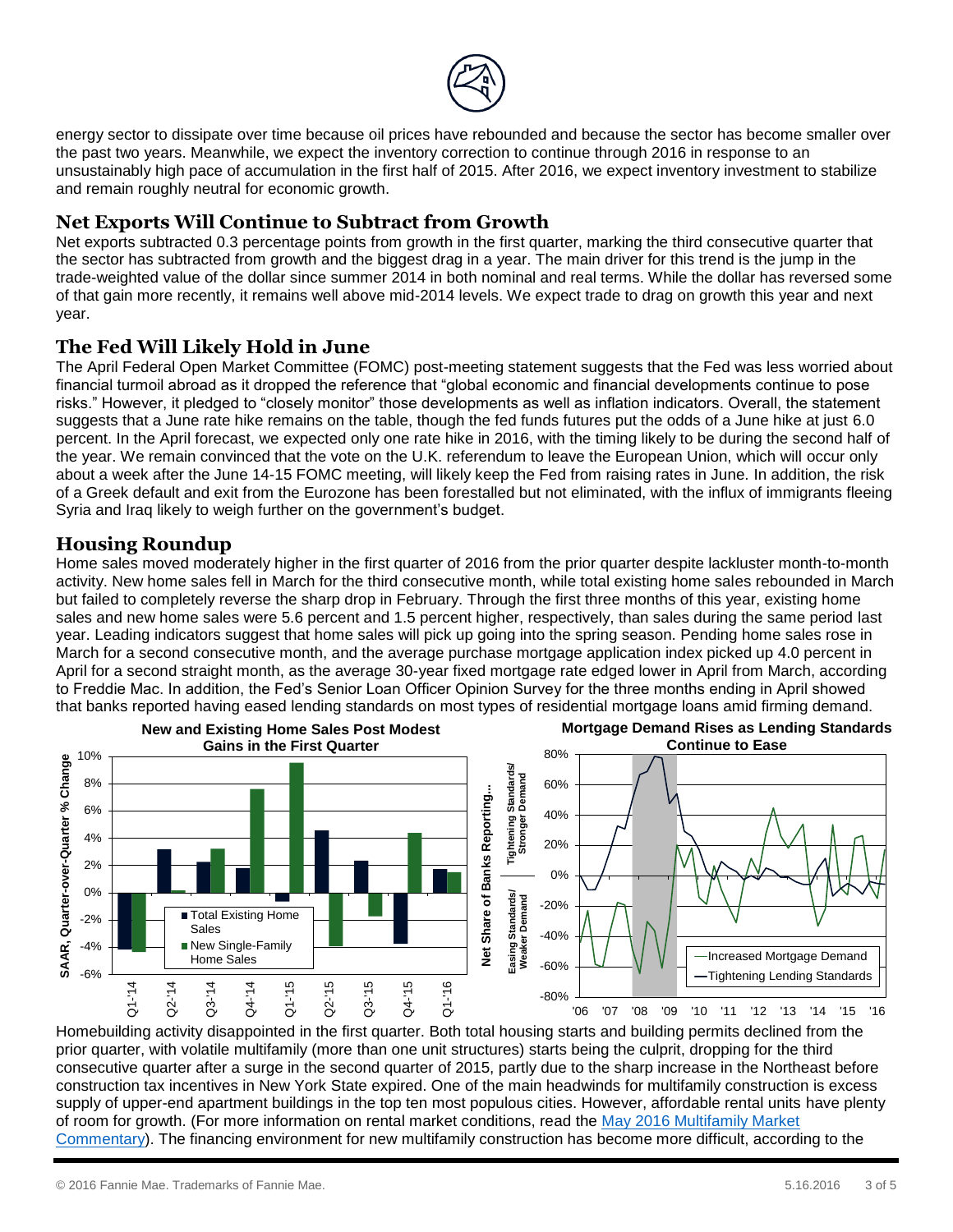energy sector to dissipate over time because oil prices have rebounded and because the sector has become smaller over the past two years. Meanwhile, we expect the inventory correction to continue through 2016 in response to an unsustainably high pace of accumulation in the first half of 2015. After 2016, we expect inventory investment to stabilize and remain roughly neutral for economic growth.

## Net Exports Will Continue to Subtract from Growth

Net exports subtracted 0.3 percentage points from growth in the first quarter, marking the third consecutive quarter that the sector has subtracted from growth and the biggest drag in a year. The main driver for this trend is the jump in the trade-weighted value of the dollar since summer 2014 in both nominal and real terms. While the dollar has reversed some of that gain more recently, it remains well above mid-2014 levels. We expect trade to drag on growth this year and next year.

## The Fed Will Likely Hold in June

The April Federal Open Market Committee (FOMC) post-meeting statement suggests that the Fed was less worried about financial turmoil abroad as it dropped the reference that "global economic and financial developments continue to pose risks." However, it pledged to "closely monitor" those developments as well as inflation indicators. Overall, the statement suggests that a June rate hike remains on the table, though the fed funds futures put the odds of a June hike at just 6.0 percent. In the April forecast, we expected only one rate hike in 2016, with the timing likely to be during the second half of the year. We remain convinced that the vote on the U.K. referendum to leave the European Union, which will occur only about a week after the June 14-15 FOMC meeting, will likely keep the Fed from raising rates in June. In addition, the risk of a Greek default and exit from the Eurozone has been forestalled but not eliminated, with the influx of immigrants fleeing Syria and Iraq likely to weigh further on the government's budget.

## Housing Roundup

Home sales moved moderately higher in the first quarter of 2016 from the prior quarter despite lackluster month-to-month activity. New home sales fell in March for the third consecutive month, while total existing home sales rebounded in March but failed to completely reverse the sharp drop in February. Through the first three months of this year, existing home sales and new home sales were 5.6 percent and 1.5 percent higher, respectively, than sales during the same period last year. Leading indicators suggest that home sales will pick up going into the spring season. Pending home sales rose in March for a second consecutive month, and the average purchase mortgage application index picked up 4.0 percent in April for a second straight month, as the average 30-year fixed mortgage rate edged lower in April from March, according to Freddie Mac. In addition, the Fed's Senior Loan Officer Opinion Survey for the three months ending in April showed that banks reported having eased lending standards on most types of residential mortgage loans amid firming demand.

**New and Existing Home Sales Post Modest Gains in the First Quarter**

**Mortgage Demand Rises as Lending Standards Continue to Ease**

Homebuilding activity disappointed in the first quarter. Both total housing starts and building permits declined from the prior quarter, with volatile multifamily (more than one unit structures) starts being the culprit, dropping for the third consecutive quarter after a surge in the second quarter of 2015, partly due to the sharp increase in the Northeast before construction tax incentives in New York State expired. One of the main headwinds for multifamily construction is excess supply of upper-end apartment buildings in the top ten most populous cities. However, affordable rental units have plenty of room for growth. (For more information on rental market conditions, read the [May 2016 Multifamily Market Commentary]). The financing environment for new multifamily construction has become more difficult, according to the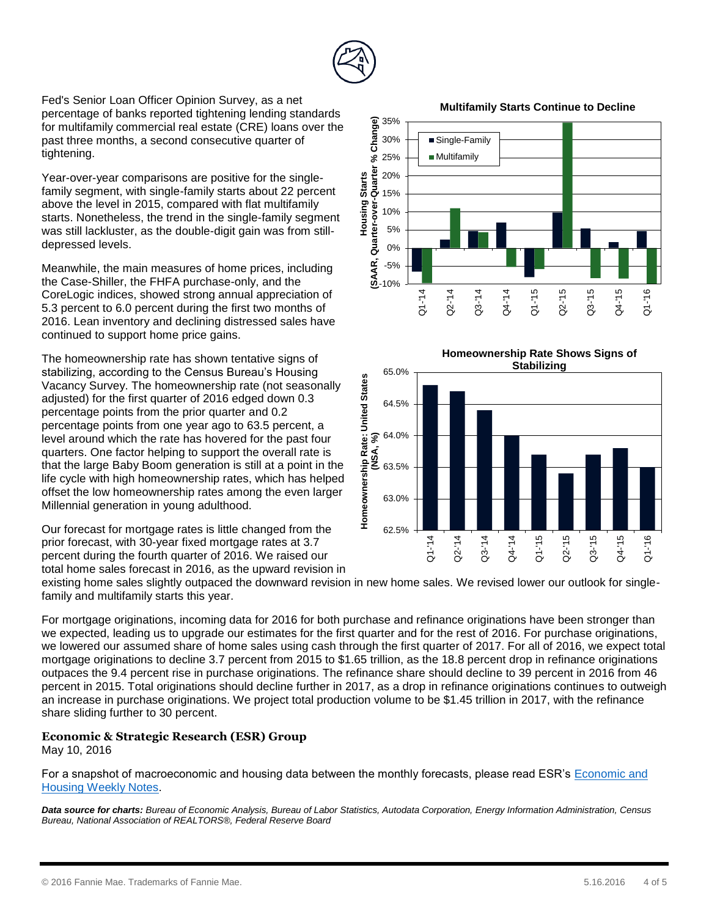Fed's Senior Loan Officer Opinion Survey, as a net percentage of banks reported tightening lending standards for multifamily commercial real estate (CRE) loans over the past three months, a second consecutive quarter of tightening.

Year-over-year comparisons are positive for the single-family segment, with single-family starts about 22 percent above the level in 2015, compared with flat multifamily starts. Nonetheless, the trend in the single-family segment was still lackluster, as the double-digit gain was from still-depressed levels.

Meanwhile, the main measures of home prices, including the Case-Shiller, the FHFA purchase-only, and the CoreLogic indices, showed strong annual appreciation of 5.3 percent to 6.0 percent during the first two months of 2016. Lean inventory and declining distressed sales have continued to support home price gains.

The homeownership rate has shown tentative signs of stabilizing, according to the Census Bureau's Housing Vacancy Survey. The homeownership rate (not seasonally adjusted) for the first quarter of 2016 edged down 0.3 percentage points from the prior quarter and 0.2 percentage points from one year ago to 63.5 percent, a level around which the rate has hovered for the past four quarters. One factor helping to support the overall rate is that the large Baby Boom generation is still at a point in the life cycle with high homeownership rates, which has helped offset the low homeownership rates among the even larger Millennial generation in young adulthood.

Our forecast for mortgage rates is little changed from the prior forecast, with 30-year fixed mortgage rates at 3.7 percent during the fourth quarter of 2016. We raised our total home sales forecast in 2016, as the upward revision in existing home sales slightly outpaced the downward revision in new home sales. We revised lower our outlook for single-family and multifamily starts this year.

**Multifamily Starts Continue to Decline**

**Homeownership Rate Shows Signs of Stabilizing**

For mortgage originations, incoming data for 2016 for both purchase and refinance originations have been stronger than we expected, leading us to upgrade our estimates for the first quarter and for the rest of 2016. For purchase originations, we lowered our assumed share of home sales using cash through the first quarter of 2017. For all of 2016, we expect total mortgage originations to decline 3.7 percent from 2015 to $1.65 trillion, as the 18.8 percent drop in refinance originations outpaces the 9.4 percent rise in purchase originations. The refinance share should decline to 39 percent in 2016 from 46 percent in 2015. Total originations should decline further in 2017, as a drop in refinance originations continues to outweigh an increase in purchase originations. We project total production volume to be $1.45 trillion in 2017, with the refinance share sliding further to 30 percent.

**Economic & Strategic Research (ESR) Group**
May 10, 2016

For a snapshot of macroeconomic and housing data between the monthly forecasts, please read ESR's [Economic and Housing Weekly Notes](#).

***Data source for charts:** Bureau of Economic Analysis, Bureau of Labor Statistics, Autodata Corporation, Energy Information Administration, Census Bureau, National Association of REALTORS®, Federal Reserve Board*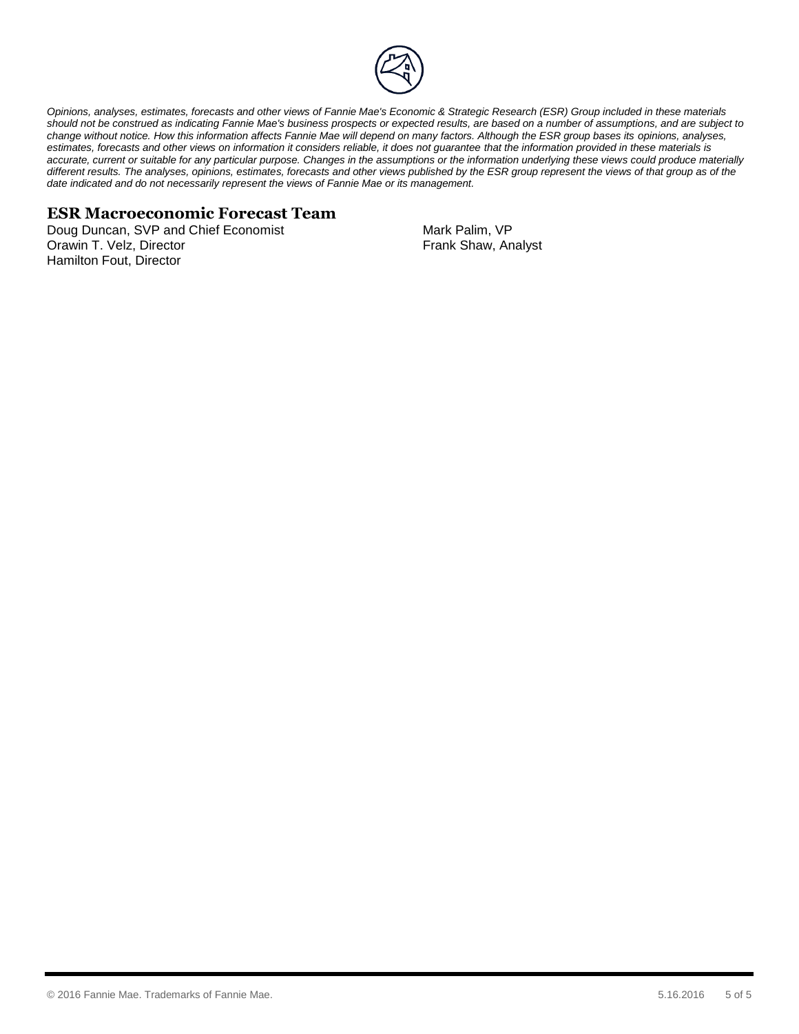*Opinions, analyses, estimates, forecasts and other views of Fannie Mae's Economic & Strategic Research (ESR) Group included in these materials should not be construed as indicating Fannie Mae's business prospects or expected results, are based on a number of assumptions, and are subject to change without notice. How this information affects Fannie Mae will depend on many factors. Although the ESR group bases its opinions, analyses, estimates, forecasts and other views on information it considers reliable, it does not guarantee that the information provided in these materials is accurate, current or suitable for any particular purpose. Changes in the assumptions or the information underlying these views could produce materially different results. The analyses, opinions, estimates, forecasts and other views published by the ESR group represent the views of that group as of the date indicated and do not necessarily represent the views of Fannie Mae or its management.*

## ESR Macroeconomic Forecast Team

Doug Duncan, SVP and Chief Economist
Orawin T. Velz, Director
Hamilton Fout, Director
Mark Palim, VP
Frank Shaw, Analyst

© 2016 Fannie Mae. Trademarks of Fannie Mae.